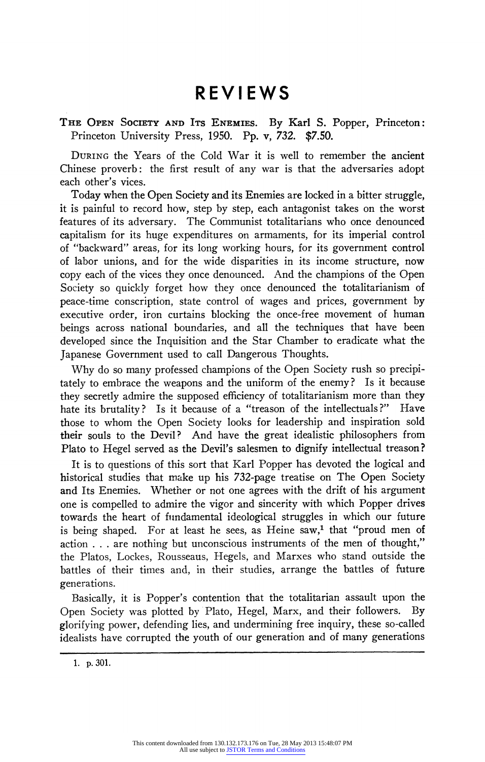# REVIEWS

**The Open Society and Its Enemies.** By Karl S. Popper, Princeton: Princeton University Press, 1950. Pp. v, 732. $7.50.

During the Years of the Cold War it is well to remember the ancient Chinese proverb: the first result of any war is that the adversaries adopt each other's vices.

Today when the Open Society and its Enemies are locked in a bitter struggle, it is painful to record how, step by step, each antagonist takes on the worst features of its adversary. The Communist totalitarians who once denounced capitalism for its huge expenditures on armaments, for its imperial control of "backward" areas, for its long working hours, for its government control of labor unions, and for the wide disparities in its income structure, now copy each of the vices they once denounced. And the champions of the Open Society so quickly forget how they once denounced the totalitarianism of peace-time conscription, state control of wages and prices, government by executive order, iron curtains blocking the once-free movement of human beings across national boundaries, and all the techniques that have been developed since the Inquisition and the Star Chamber to eradicate what the Japanese Government used to call Dangerous Thoughts.

Why do so many professed champions of the Open Society rush so precipitately to embrace the weapons and the uniform of the enemy? Is it because they secretly admire the supposed efficiency of totalitarianism more than they hate its brutality? Is it because of a "treason of the intellectuals?" Have those to whom the Open Society looks for leadership and inspiration sold their souls to the Devil? And have the great idealistic philosophers from Plato to Hegel served as the Devil's salesmen to dignify intellectual treason?

It is to questions of this sort that Karl Popper has devoted the logical and historical studies that make up his 732-page treatise on The Open Society and Its Enemies. Whether or not one agrees with the drift of his argument one is compelled to admire the vigor and sincerity with which Popper drives towards the heart of fundamental ideological struggles in which our future is being shaped. For at least he sees, as Heine saw,[1] that "proud men of action . . . are nothing but unconscious instruments of the men of thought," the Platos, Lockes, Rousseaus, Hegels, and Marxes who stand outside the battles of their times and, in their studies, arrange the battles of future generations.

Basically, it is Popper's contention that the totalitarian assault upon the Open Society was plotted by Plato, Hegel, Marx, and their followers. By glorifying power, defending lies, and undermining free inquiry, these so-called idealists have corrupted the youth of our generation and of many generations

1. p. 301.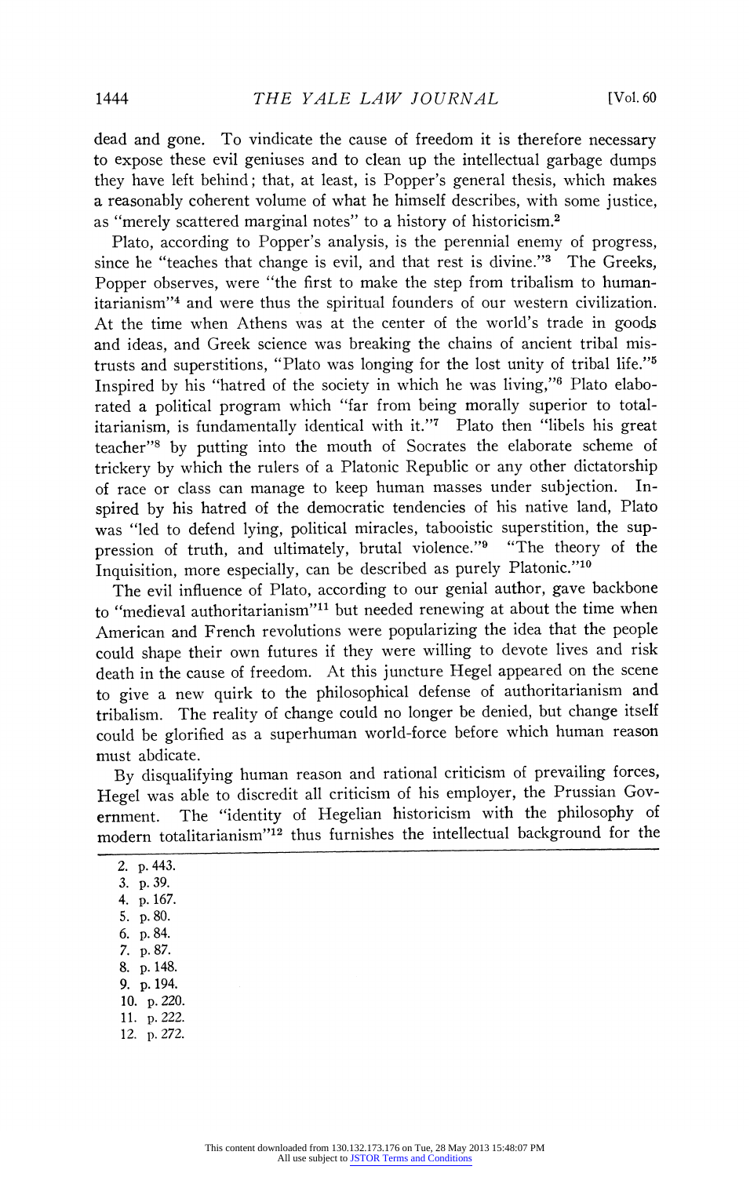dead and gone. To vindicate the cause of freedom it is therefore necessary to expose these evil geniuses and to clean up the intellectual garbage dumps they have left behind; that, at least, is Popper's general thesis, which makes a reasonably coherent volume of what he himself describes, with some justice, as "merely scattered marginal notes" to a history of historicism.[2]

Plato, according to Popper's analysis, is the perennial enemy of progress, since he "teaches that change is evil, and that rest is divine."[3] The Greeks, Popper observes, were "the first to make the step from tribalism to humanitarianism"[4] and were thus the spiritual founders of our western civilization. At the time when Athens was at the center of the world's trade in goods and ideas, and Greek science was breaking the chains of ancient tribal mistrusts and superstitions, "Plato was longing for the lost unity of tribal life."[5] Inspired by his "hatred of the society in which he was living,"[6] Plato elaborated a political program which "far from being morally superior to totalitarianism, is fundamentally identical with it."[7] Plato then "libels his great teacher"[8] by putting into the mouth of Socrates the elaborate scheme of trickery by which the rulers of a Platonic Republic or any other dictatorship of race or class can manage to keep human masses under subjection. Inspired by his hatred of the democratic tendencies of his native land, Plato was "led to defend lying, political miracles, tabooistic superstition, the suppression of truth, and ultimately, brutal violence."[9] "The theory of the Inquisition, more especially, can be described as purely Platonic."[10]

The evil influence of Plato, according to our genial author, gave backbone to "medieval authoritarianism"[11] but needed renewing at about the time when American and French revolutions were popularizing the idea that the people could shape their own futures if they were willing to devote lives and risk death in the cause of freedom. At this juncture Hegel appeared on the scene to give a new quirk to the philosophical defense of authoritarianism and tribalism. The reality of change could no longer be denied, but change itself could be glorified as a superhuman world-force before which human reason must abdicate.

By disqualifying human reason and rational criticism of prevailing forces, Hegel was able to discredit all criticism of his employer, the Prussian Government. The "identity of Hegelian historicism with the philosophy of modern totalitarianism"[12] thus furnishes the intellectual background for the

2. p. 443.
3. p. 39.
4. p. 167.
5. p. 80.
6. p. 84.
7. p. 87.
8. p. 148.
9. p. 194.
10. p. 220.
11. p. 222.
12. p. 272.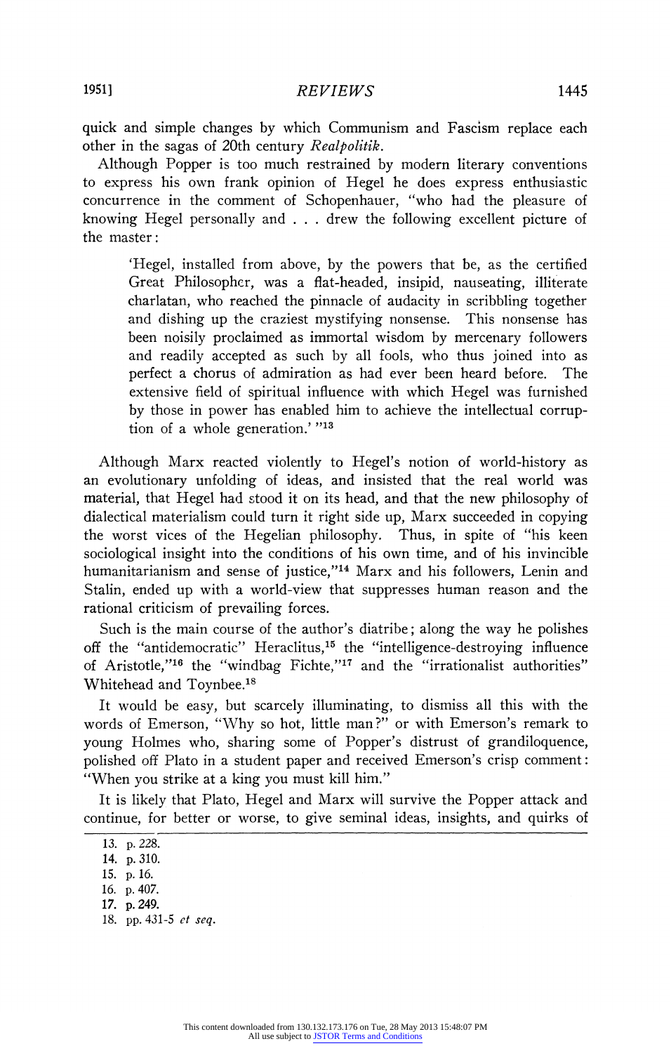quick and simple changes by which Communism and Fascism replace each other in the sagas of 20th century *Realpolitik*.

Although Popper is too much restrained by modern literary conventions to express his own frank opinion of Hegel he does express enthusiastic concurrence in the comment of Schopenhauer, "who had the pleasure of knowing Hegel personally and . . . drew the following excellent picture of the master:

> 'Hegel, installed from above, by the powers that be, as the certified Great Philosopher, was a flat-headed, insipid, nauseating, illiterate charlatan, who reached the pinnacle of audacity in scribbling together and dishing up the craziest mystifying nonsense. This nonsense has been noisily proclaimed as immortal wisdom by mercenary followers and readily accepted as such by all fools, who thus joined into as perfect a chorus of admiration as had ever been heard before. The extensive field of spiritual influence with which Hegel was furnished by those in power has enabled him to achieve the intellectual corruption of a whole generation.' "[13]

Although Marx reacted violently to Hegel's notion of world-history as an evolutionary unfolding of ideas, and insisted that the real world was material, that Hegel had stood it on its head, and that the new philosophy of dialectical materialism could turn it right side up, Marx succeeded in copying the worst vices of the Hegelian philosophy. Thus, in spite of "his keen sociological insight into the conditions of his own time, and of his invincible humanitarianism and sense of justice,"[14] Marx and his followers, Lenin and Stalin, ended up with a world-view that suppresses human reason and the rational criticism of prevailing forces.

Such is the main course of the author's diatribe; along the way he polishes off the "antidemocratic" Heraclitus,[15] the "intelligence-destroying influence of Aristotle,"[16] the "windbag Fichte,"[17] and the "irrationalist authorities" Whitehead and Toynbee.[18]

It would be easy, but scarcely illuminating, to dismiss all this with the words of Emerson, "Why so hot, little man?" or with Emerson's remark to young Holmes who, sharing some of Popper's distrust of grandiloquence, polished off Plato in a student paper and received Emerson's crisp comment: "When you strike at a king you must kill him."

It is likely that Plato, Hegel and Marx will survive the Popper attack and continue, for better or worse, to give seminal ideas, insights, and quirks of

13. p. 228.
14. p. 310.
15. p. 16.
16. p. 407.
17. p. 249.
18. pp. 431-5 *et seq.*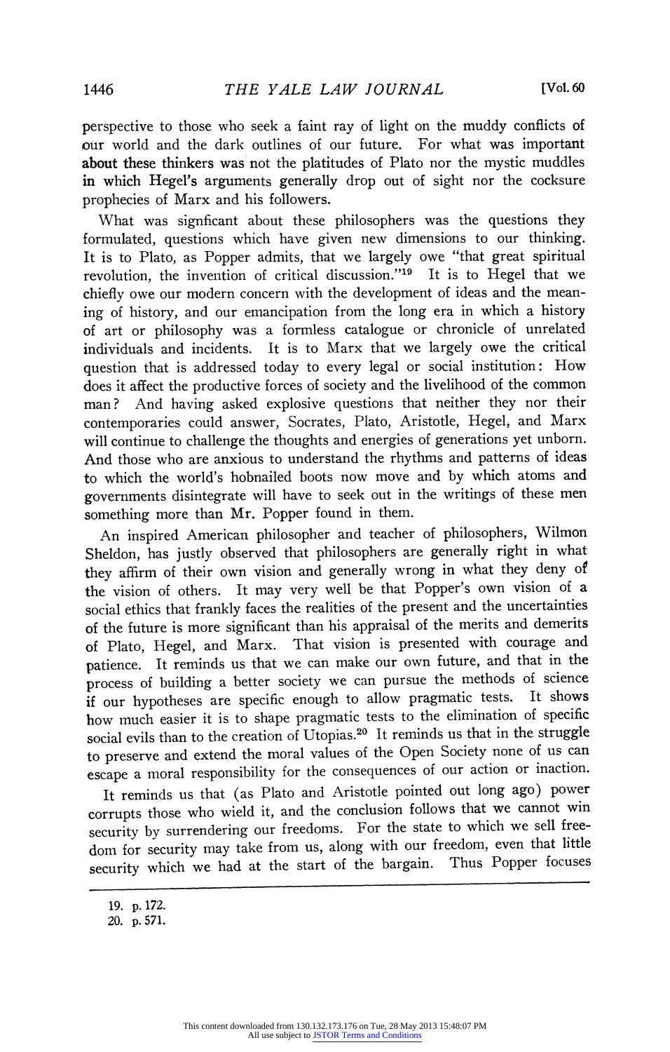perspective to those who seek a faint ray of light on the muddy conflicts of our world and the dark outlines of our future. For what was important about these thinkers was not the platitudes of Plato nor the mystic muddles in which Hegel's arguments generally drop out of sight nor the cocksure prophecies of Marx and his followers.

What was signficant about these philosophers was the questions they formulated, questions which have given new dimensions to our thinking. It is to Plato, as Popper admits, that we largely owe "that great spiritual revolution, the invention of critical discussion."[19] It is to Hegel that we chiefly owe our modern concern with the development of ideas and the meaning of history, and our emancipation from the long era in which a history of art or philosophy was a formless catalogue or chronicle of unrelated individuals and incidents. It is to Marx that we largely owe the critical question that is addressed today to every legal or social institution: How does it affect the productive forces of society and the livelihood of the common man? And having asked explosive questions that neither they nor their contemporaries could answer, Socrates, Plato, Aristotle, Hegel, and Marx will continue to challenge the thoughts and energies of generations yet unborn. And those who are anxious to understand the rhythms and patterns of ideas to which the world's hobnailed boots now move and by which atoms and governments disintegrate will have to seek out in the writings of these men something more than Mr. Popper found in them.

An inspired American philosopher and teacher of philosophers, Wilmon Sheldon, has justly observed that philosophers are generally right in what they affirm of their own vision and generally wrong in what they deny of the vision of others. It may very well be that Popper's own vision of a social ethics that frankly faces the realities of the present and the uncertainties of the future is more significant than his appraisal of the merits and demerits of Plato, Hegel, and Marx. That vision is presented with courage and patience. It reminds us that we can make our own future, and that in the process of building a better society we can pursue the methods of science if our hypotheses are specific enough to allow pragmatic tests. It shows how much easier it is to shape pragmatic tests to the elimination of specific social evils than to the creation of Utopias.[20] It reminds us that in the struggle to preserve and extend the moral values of the Open Society none of us can escape a moral responsibility for the consequences of our action or inaction.

It reminds us that (as Plato and Aristotle pointed out long ago) power corrupts those who wield it, and the conclusion follows that we cannot win security by surrendering our freedoms. For the state to which we sell freedom for security may take from us, along with our freedom, even that little security which we had at the start of the bargain. Thus Popper focuses

19. p. 172.
20. p. 571.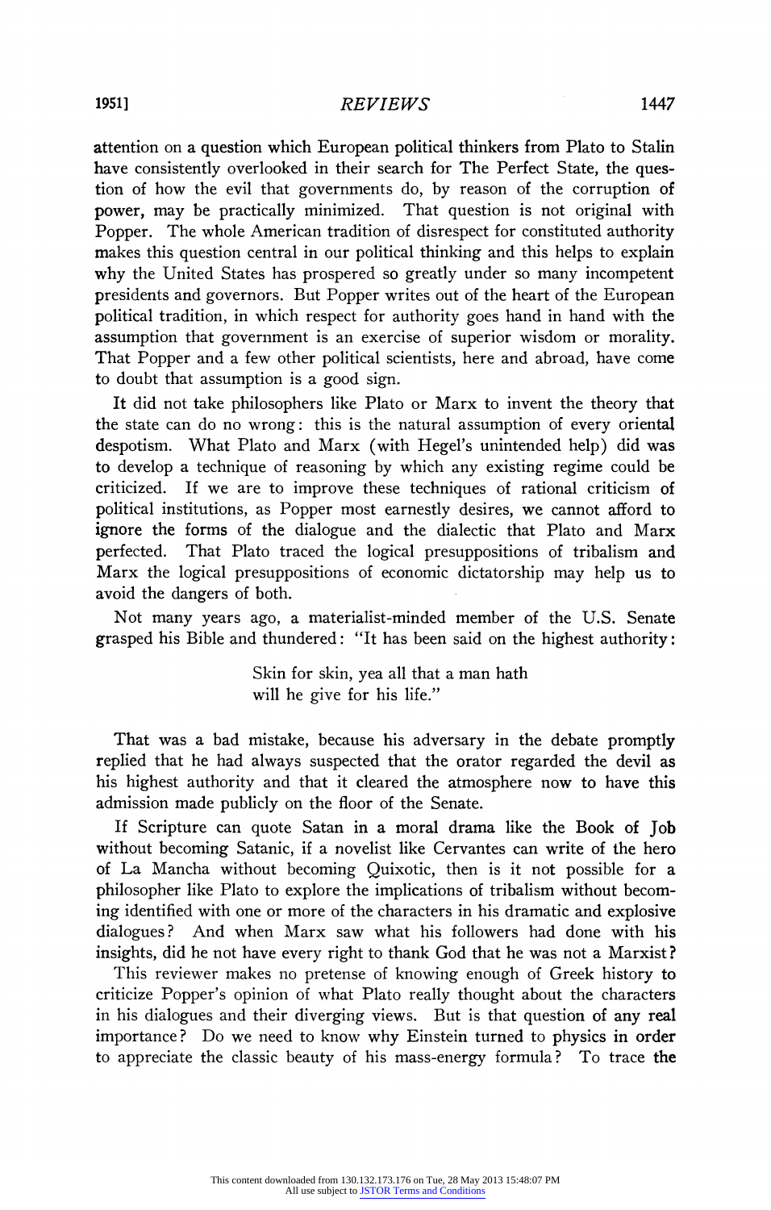attention on a question which European political thinkers from Plato to Stalin have consistently overlooked in their search for The Perfect State, the question of how the evil that governments do, by reason of the corruption of power, may be practically minimized. That question is not original with Popper. The whole American tradition of disrespect for constituted authority makes this question central in our political thinking and this helps to explain why the United States has prospered so greatly under so many incompetent presidents and governors. But Popper writes out of the heart of the European political tradition, in which respect for authority goes hand in hand with the assumption that government is an exercise of superior wisdom or morality. That Popper and a few other political scientists, here and abroad, have come to doubt that assumption is a good sign.

It did not take philosophers like Plato or Marx to invent the theory that the state can do no wrong: this is the natural assumption of every oriental despotism. What Plato and Marx (with Hegel's unintended help) did was to develop a technique of reasoning by which any existing regime could be criticized. If we are to improve these techniques of rational criticism of political institutions, as Popper most earnestly desires, we cannot afford to ignore the forms of the dialogue and the dialectic that Plato and Marx perfected. That Plato traced the logical presuppositions of tribalism and Marx the logical presuppositions of economic dictatorship may help us to avoid the dangers of both.

Not many years ago, a materialist-minded member of the U.S. Senate grasped his Bible and thundered: "It has been said on the highest authority:

> Skin for skin, yea all that a man hath
> will he give for his life."

That was a bad mistake, because his adversary in the debate promptly replied that he had always suspected that the orator regarded the devil as his highest authority and that it cleared the atmosphere now to have this admission made publicly on the floor of the Senate.

If Scripture can quote Satan in a moral drama like the Book of Job without becoming Satanic, if a novelist like Cervantes can write of the hero of La Mancha without becoming Quixotic, then is it not possible for a philosopher like Plato to explore the implications of tribalism without becoming identified with one or more of the characters in his dramatic and explosive dialogues? And when Marx saw what his followers had done with his insights, did he not have every right to thank God that he was not a Marxist?

This reviewer makes no pretense of knowing enough of Greek history to criticize Popper's opinion of what Plato really thought about the characters in his dialogues and their diverging views. But is that question of any real importance? Do we need to know why Einstein turned to physics in order to appreciate the classic beauty of his mass-energy formula? To trace the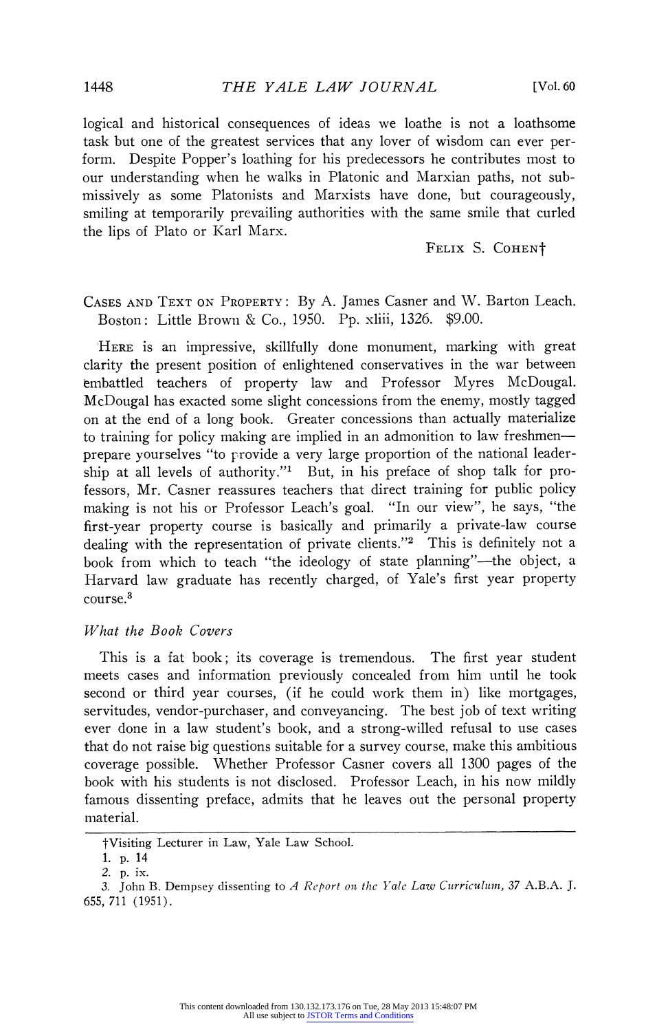logical and historical consequences of ideas we loathe is not a loathsome task but one of the greatest services that any lover of wisdom can ever perform. Despite Popper's loathing for his predecessors he contributes most to our understanding when he walks in Platonic and Marxian paths, not submissively as some Platonists and Marxists have done, but courageously, smiling at temporarily prevailing authorities with the same smile that curled the lips of Plato or Karl Marx.

FELIX S. COHEN†

CASES AND TEXT ON PROPERTY: By A. James Casner and W. Barton Leach. Boston: Little Brown & Co., 1950. Pp. xliii, 1326. $9.00.

HERE is an impressive, skillfully done monument, marking with great clarity the present position of enlightened conservatives in the war between embattled teachers of property law and Professor Myres McDougal. McDougal has exacted some slight concessions from the enemy, mostly tagged on at the end of a long book. Greater concessions than actually materialize to training for policy making are implied in an admonition to law freshmen—prepare yourselves "to provide a very large proportion of the national leadership at all levels of authority."[1] But, in his preface of shop talk for professors, Mr. Casner reassures teachers that direct training for public policy making is not his or Professor Leach's goal. "In our view", he says, "the first-year property course is basically and primarily a private-law course dealing with the representation of private clients."[2] This is definitely not a book from which to teach "the ideology of state planning"—the object, a Harvard law graduate has recently charged, of Yale's first year property course.[3]

### *What the Book Covers*

This is a fat book; its coverage is tremendous. The first year student meets cases and information previously concealed from him until he took second or third year courses, (if he could work them in) like mortgages, servitudes, vendor-purchaser, and conveyancing. The best job of text writing ever done in a law student's book, and a strong-willed refusal to use cases that do not raise big questions suitable for a survey course, make this ambitious coverage possible. Whether Professor Casner covers all 1300 pages of the book with his students is not disclosed. Professor Leach, in his now mildly famous dissenting preface, admits that he leaves out the personal property material.

†Visiting Lecturer in Law, Yale Law School.

1. p. 14

2. p. ix.

3. John B. Dempsey dissenting to *A Report on the Yale Law Curriculum*, 37 A.B.A. J. 655, 711 (1951).